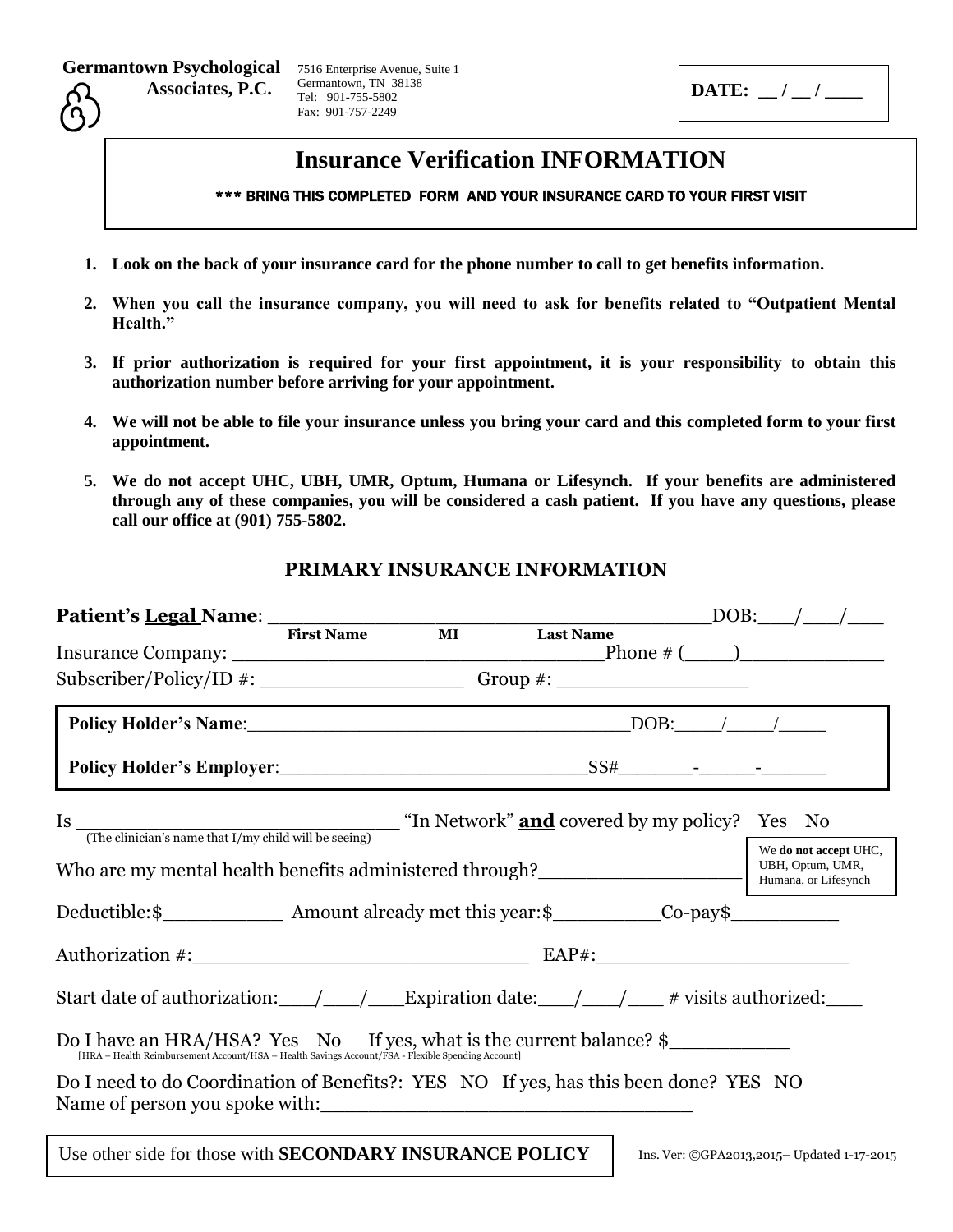**Germantown Psychological Associates, P.C.**

7516 Enterprise Avenue, Suite 1
Germantown, TN 38138
Tel: 901-755-5802
Fax: 901-757-2249

**DATE: __ / __ / ____**

# Insurance Verification INFORMATION

*** BRING THIS COMPLETED FORM AND YOUR INSURANCE CARD TO YOUR FIRST VISIT

1. **Look on the back of your insurance card for the phone number to call to get benefits information.**
2. **When you call the insurance company, you will need to ask for benefits related to "Outpatient Mental Health."**
3. **If prior authorization is required for your first appointment, it is your responsibility to obtain this authorization number before arriving for your appointment.**
4. **We will not be able to file your insurance unless you bring your card and this completed form to your first appointment.**
5. **We do not accept UHC, UBH, UMR, Optum, Humana or Lifesynch. If your benefits are administered through any of these companies, you will be considered a cash patient. If you have any questions, please call our office at (901) 755-5802.**

## PRIMARY INSURANCE INFORMATION

**Patient's Legal Name**: ________________________________________DOB:___/___/___
First Name MI Last Name

Insurance Company: _________________________________Phone # (____)____________

Subscriber/Policy/ID #: __________________ Group #: _________________

**Policy Holder's Name**:___________________________________DOB:____/____/____

**Policy Holder's Employer**:____________________________SS#_______-_____-______

Is ____________________________ "In Network" **and** covered by my policy? Yes No
(The clinician's name that I/my child will be seeing)

Who are my mental health benefits administered through?_________________

We **do not accept** UHC, UBH, Optum, UMR, Humana, or Lifesynch

Deductible:$__________ Amount already met this year:$_________Co-pay$_________

Authorization #:_____________________________ EAP#:______________________

Start date of authorization:___/___/___Expiration date:___/___/___ # visits authorized:___

Do I have an HRA/HSA? Yes No If yes, what is the current balance? $__________
[HRA – Health Reimbursement Account/HSA – Health Savings Account/FSA - Flexible Spending Account]

Do I need to do Coordination of Benefits?: YES NO If yes, has this been done? YES NO
Name of person you spoke with:_______________________________

Use other side for those with **SECONDARY INSURANCE POLICY**

Ins. Ver: ©GPA2013,2015– Updated 1-17-2015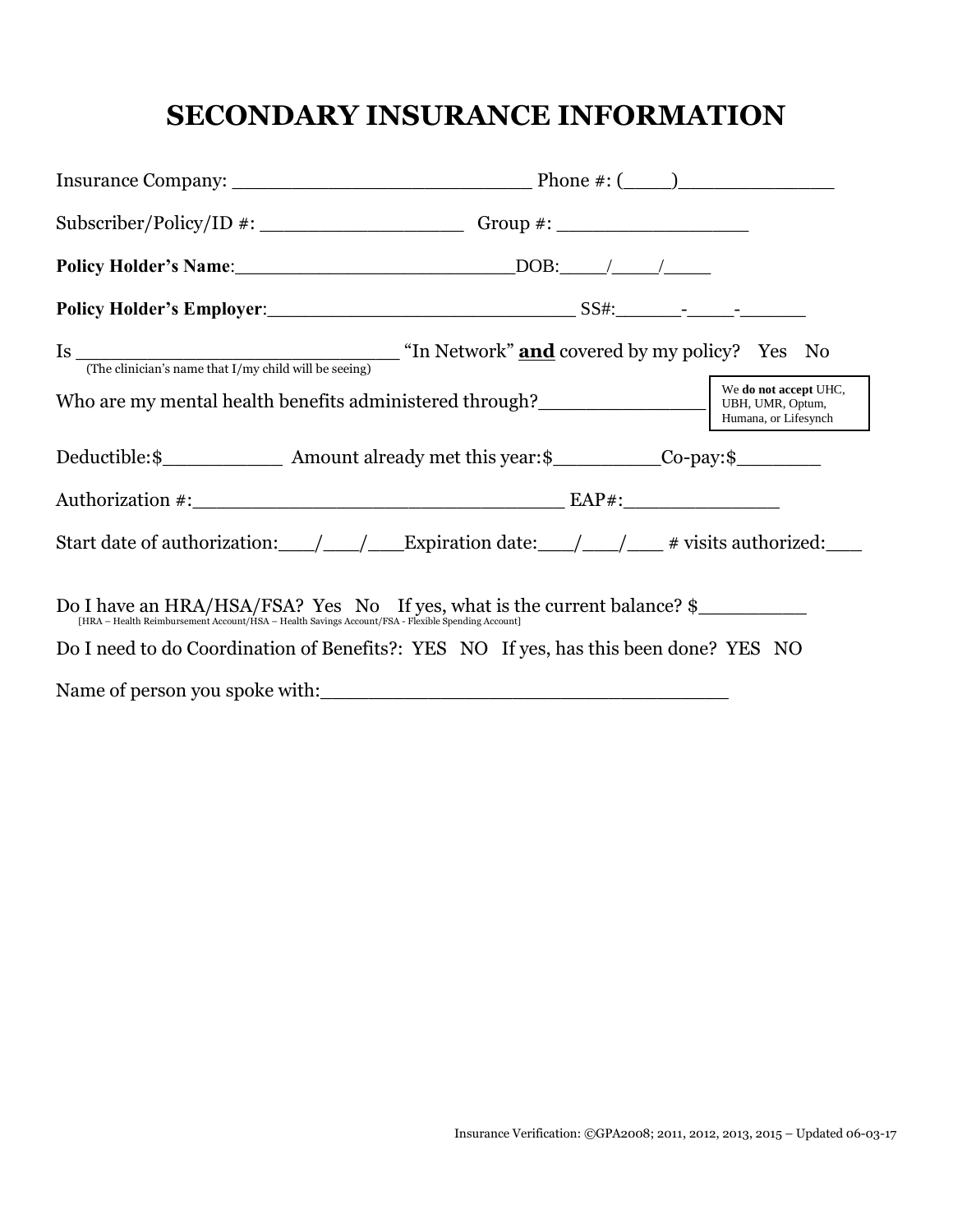# SECONDARY INSURANCE INFORMATION

Insurance Company: _________________________ Phone #: (____)_____________

Subscriber/Policy/ID #: _________________ Group #: ________________

**Policy Holder's Name**:_________________________DOB:____/____/____

**Policy Holder's Employer**:___________________________ SS#:______-____-______

Is ____________________________ "In Network" **and** covered by my policy? Yes No
(The clinician's name that I/my child will be seeing)

Who are my mental health benefits administered through?______________

We **do not accept** UHC, UBH, UMR, Optum, Humana, or Lifesynch

Deductible:$__________ Amount already met this year:$_________Co-pay:$_______

Authorization #:_______________________________ EAP#:_____________

Start date of authorization:___/___/___Expiration date:___/___/___ # visits authorized:___

Do I have an HRA/HSA/FSA? Yes No If yes, what is the current balance? $_________
[HRA – Health Reimbursement Account/HSA – Health Savings Account/FSA - Flexible Spending Account]

Do I need to do Coordination of Benefits?: YES NO If yes, has this been done? YES NO

Name of person you spoke with:_________________________________

Insurance Verification: ©GPA2008; 2011, 2012, 2013, 2015 – Updated 06-03-17